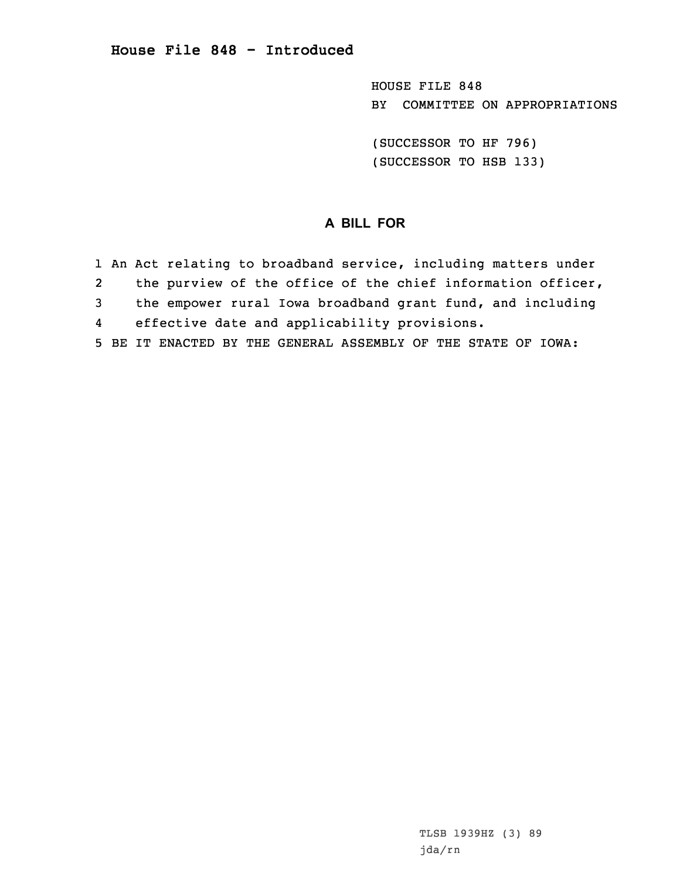# House File 848 - Introduced

HOUSE FILE 848
BY COMMITTEE ON APPROPRIATIONS

(SUCCESSOR TO HF 796)
(SUCCESSOR TO HSB 133)

## A BILL FOR

1 An Act relating to broadband service, including matters under
2 the purview of the office of the chief information officer,
3 the empower rural Iowa broadband grant fund, and including
4 effective date and applicability provisions.
5 BE IT ENACTED BY THE GENERAL ASSEMBLY OF THE STATE OF IOWA:

TLSB 1939HZ (3) 89
jda/rn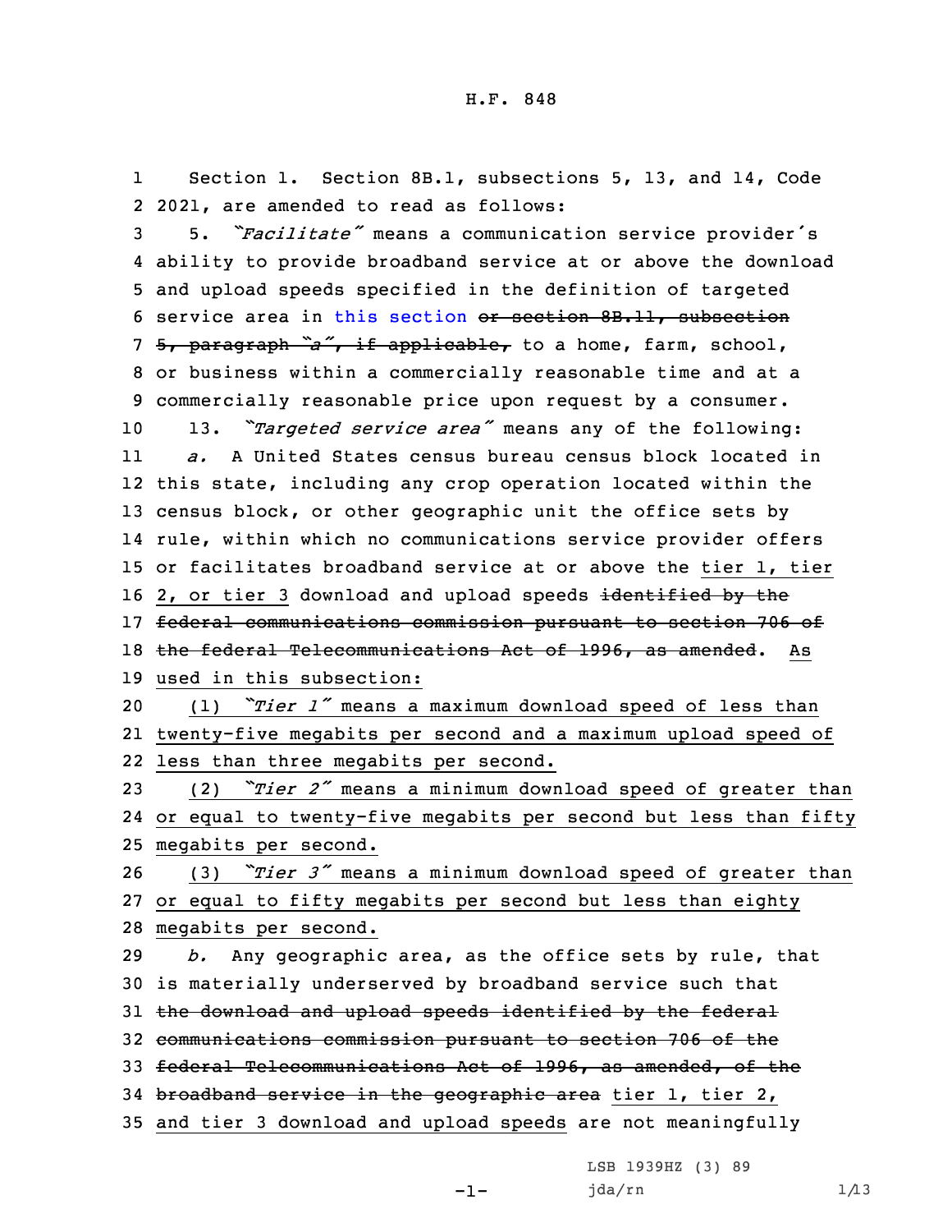H.F. 848

Section 1. Section 8B.1, subsections 5, 13, and 14, Code 2021, are amended to read as follows:

5. *"Facilitate"* means a communication service provider's ability to provide broadband service at or above the download and upload speeds specified in the definition of targeted service area in this section ~~or section 8B.11, subsection 5, paragraph "a", if applicable,~~ to a home, farm, school, or business within a commercially reasonable time and at a commercially reasonable price upon request by a consumer.

13. *"Targeted service area"* means any of the following:

*a.* A United States census bureau census block located in this state, including any crop operation located within the census block, or other geographic unit the office sets by rule, within which no communications service provider offers or facilitates broadband service at or above the tier 1, tier 2, or tier 3 download and upload speeds ~~identified by the federal communications commission pursuant to section 706 of the federal Telecommunications Act of 1996, as amended~~. As used in this subsection:

(1) *"Tier 1"* means a maximum download speed of less than twenty-five megabits per second and a maximum upload speed of less than three megabits per second.

(2) *"Tier 2"* means a minimum download speed of greater than or equal to twenty-five megabits per second but less than fifty megabits per second.

(3) *"Tier 3"* means a minimum download speed of greater than or equal to fifty megabits per second but less than eighty megabits per second.

*b.* Any geographic area, as the office sets by rule, that is materially underserved by broadband service such that ~~the download and upload speeds identified by the federal communications commission pursuant to section 706 of the federal Telecommunications Act of 1996, as amended, of the broadband service in the geographic area~~ tier 1, tier 2, and tier 3 download and upload speeds are not meaningfully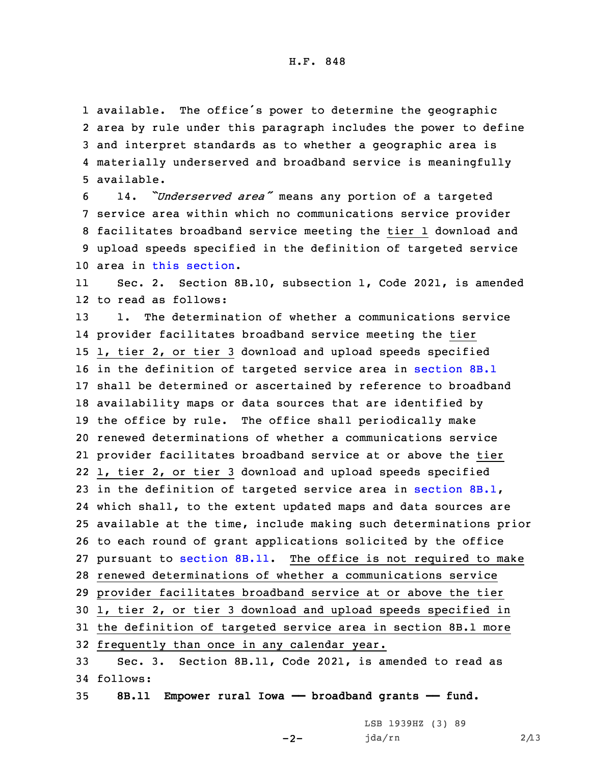available. The office's power to determine the geographic area by rule under this paragraph includes the power to define and interpret standards as to whether a geographic area is materially underserved and broadband service is meaningfully available.

14. *"Underserved area"* means any portion of a targeted service area within which no communications service provider facilitates broadband service meeting the tier 1 download and upload speeds specified in the definition of targeted service area in this section.

Sec. 2. Section 8B.10, subsection 1, Code 2021, is amended to read as follows:

1. The determination of whether a communications service provider facilitates broadband service meeting the tier 1, tier 2, or tier 3 download and upload speeds specified in the definition of targeted service area in section 8B.1 shall be determined or ascertained by reference to broadband availability maps or data sources that are identified by the office by rule. The office shall periodically make renewed determinations of whether a communications service provider facilitates broadband service at or above the tier 1, tier 2, or tier 3 download and upload speeds specified in the definition of targeted service area in section 8B.1, which shall, to the extent updated maps and data sources are available at the time, include making such determinations prior to each round of grant applications solicited by the office pursuant to section 8B.11. The office is not required to make renewed determinations of whether a communications service provider facilitates broadband service at or above the tier 1, tier 2, or tier 3 download and upload speeds specified in the definition of targeted service area in section 8B.1 more frequently than once in any calendar year.

Sec. 3. Section 8B.11, Code 2021, is amended to read as follows:

**8B.11 Empower rural Iowa — broadband grants — fund.**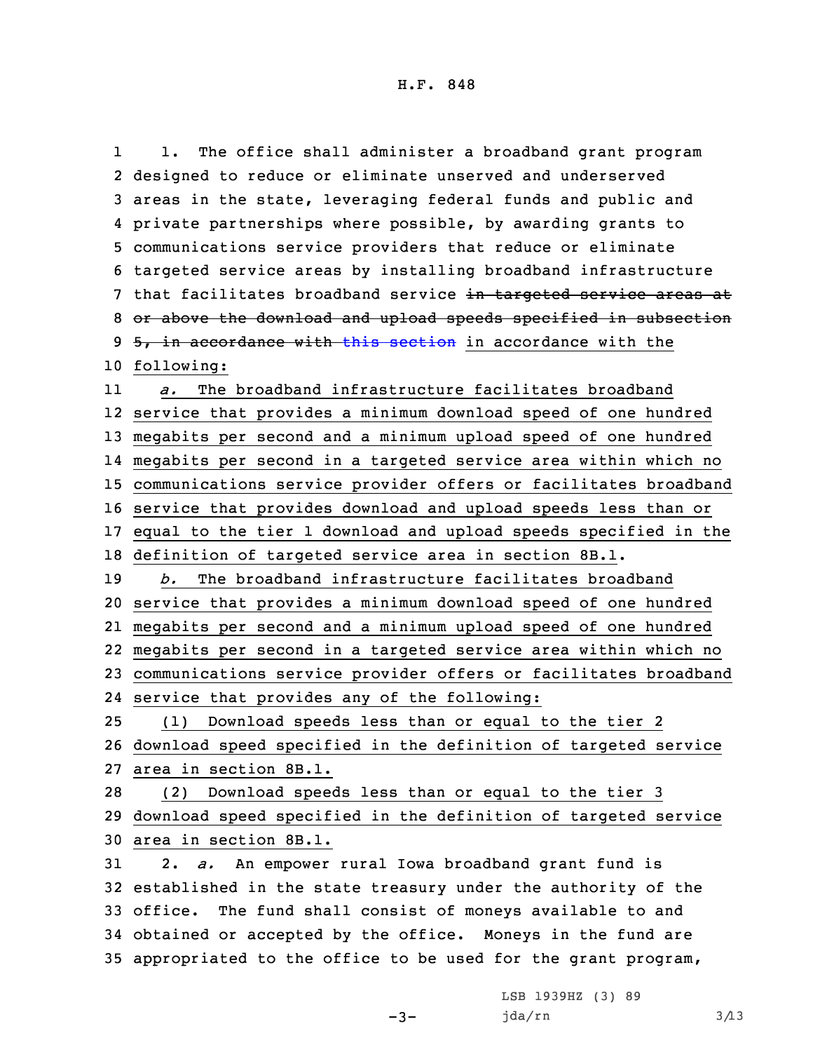1. The office shall administer a broadband grant program designed to reduce or eliminate unserved and underserved areas in the state, leveraging federal funds and public and private partnerships where possible, by awarding grants to communications service providers that reduce or eliminate targeted service areas by installing broadband infrastructure that facilitates broadband service ~~in targeted service areas at or above the download and upload speeds specified in subsection 5, in accordance with this section~~ in accordance with the following:

*a.* The broadband infrastructure facilitates broadband service that provides a minimum download speed of one hundred megabits per second and a minimum upload speed of one hundred megabits per second in a targeted service area within which no communications service provider offers or facilitates broadband service that provides download and upload speeds less than or equal to the tier 1 download and upload speeds specified in the definition of targeted service area in section 8B.1.

*b.* The broadband infrastructure facilitates broadband service that provides a minimum download speed of one hundred megabits per second and a minimum upload speed of one hundred megabits per second in a targeted service area within which no communications service provider offers or facilitates broadband service that provides any of the following:

(1) Download speeds less than or equal to the tier 2 download speed specified in the definition of targeted service area in section 8B.1.

(2) Download speeds less than or equal to the tier 3 download speed specified in the definition of targeted service area in section 8B.1.

2. *a.* An empower rural Iowa broadband grant fund is established in the state treasury under the authority of the office. The fund shall consist of moneys available to and obtained or accepted by the office. Moneys in the fund are appropriated to the office to be used for the grant program,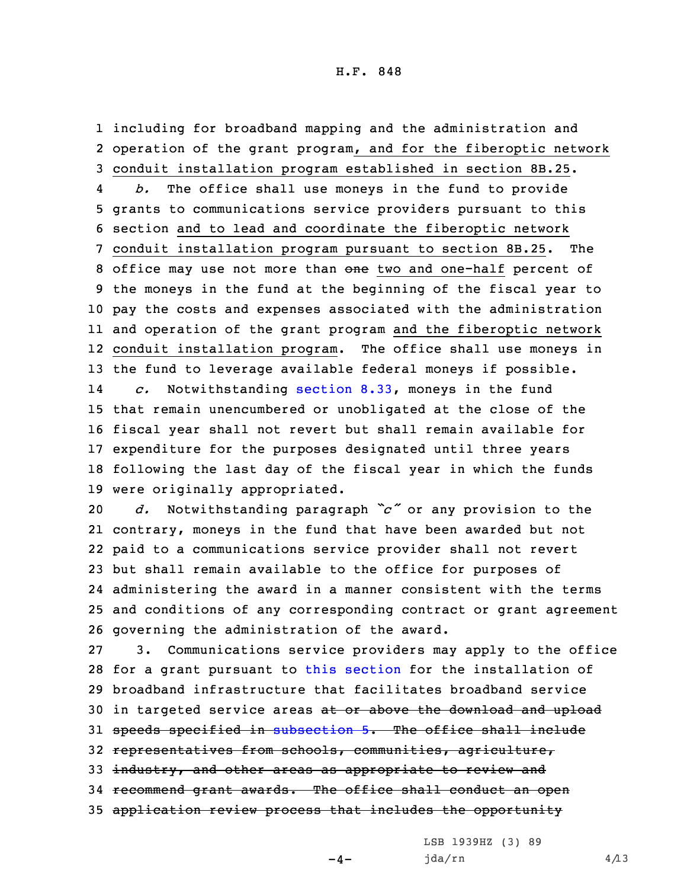including for broadband mapping and the administration and operation of the grant program, and for the fiberoptic network conduit installation program established in section 8B.25.

*b.* The office shall use moneys in the fund to provide grants to communications service providers pursuant to this section and to lead and coordinate the fiberoptic network conduit installation program pursuant to section 8B.25. The office may use not more than ~~one~~ two and one-half percent of the moneys in the fund at the beginning of the fiscal year to pay the costs and expenses associated with the administration and operation of the grant program and the fiberoptic network conduit installation program. The office shall use moneys in the fund to leverage available federal moneys if possible.

*c.* Notwithstanding section 8.33, moneys in the fund that remain unencumbered or unobligated at the close of the fiscal year shall not revert but shall remain available for expenditure for the purposes designated until three years following the last day of the fiscal year in which the funds were originally appropriated.

*d.* Notwithstanding paragraph *"c"* or any provision to the contrary, moneys in the fund that have been awarded but not paid to a communications service provider shall not revert but shall remain available to the office for purposes of administering the award in a manner consistent with the terms and conditions of any corresponding contract or grant agreement governing the administration of the award.

3. Communications service providers may apply to the office for a grant pursuant to this section for the installation of broadband infrastructure that facilitates broadband service in targeted service areas ~~at or above the download and upload speeds specified in subsection 5. The office shall include representatives from schools, communities, agriculture, industry, and other areas as appropriate to review and recommend grant awards. The office shall conduct an open application review process that includes the opportunity~~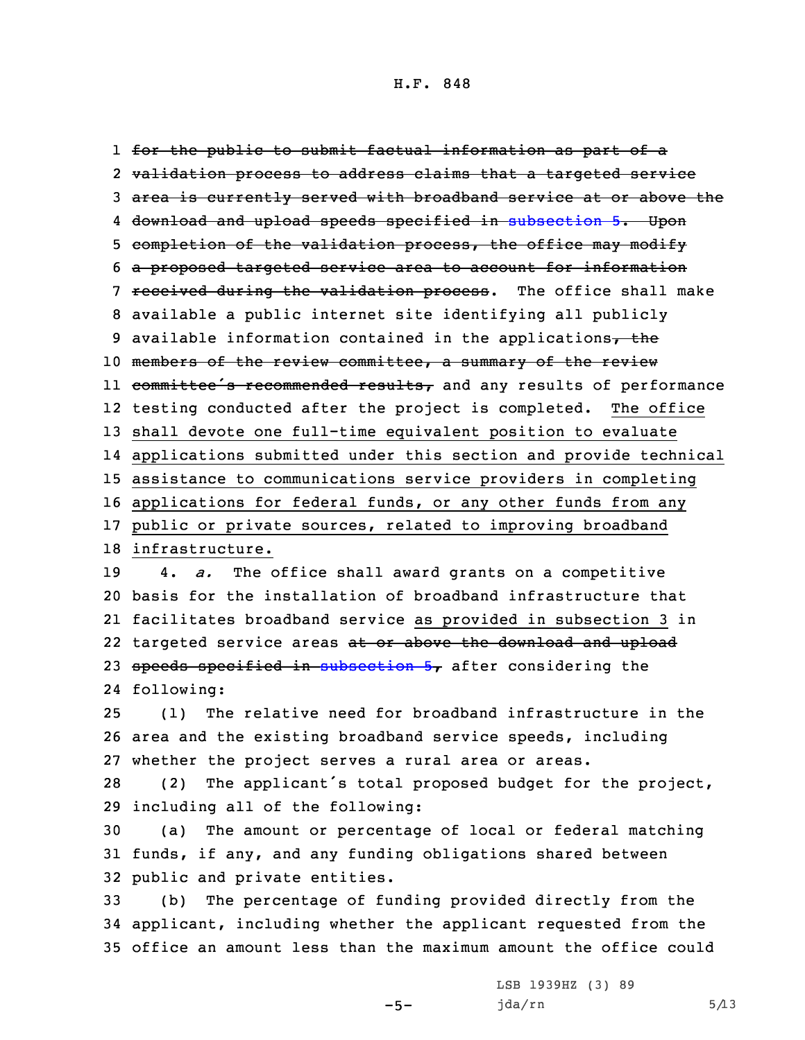~~for the public to submit factual information as part of a validation process to address claims that a targeted service area is currently served with broadband service at or above the download and upload speeds specified in subsection 5. Upon completion of the validation process, the office may modify a proposed targeted service area to account for information received during the validation process~~. The office shall make available a public internet site identifying all publicly available information contained in the applications~~, the members of the review committee, a summary of the review committee's recommended results,~~ and any results of performance testing conducted after the project is completed. The office shall devote one full-time equivalent position to evaluate applications submitted under this section and provide technical assistance to communications service providers in completing applications for federal funds, or any other funds from any public or private sources, related to improving broadband infrastructure.

4. *a.* The office shall award grants on a competitive basis for the installation of broadband infrastructure that facilitates broadband service as provided in subsection 3 in targeted service areas ~~at or above the download and upload speeds specified in subsection 5,~~ after considering the following:

(1) The relative need for broadband infrastructure in the area and the existing broadband service speeds, including whether the project serves a rural area or areas.

(2) The applicant's total proposed budget for the project, including all of the following:

(a) The amount or percentage of local or federal matching funds, if any, and any funding obligations shared between public and private entities.

(b) The percentage of funding provided directly from the applicant, including whether the applicant requested from the office an amount less than the maximum amount the office could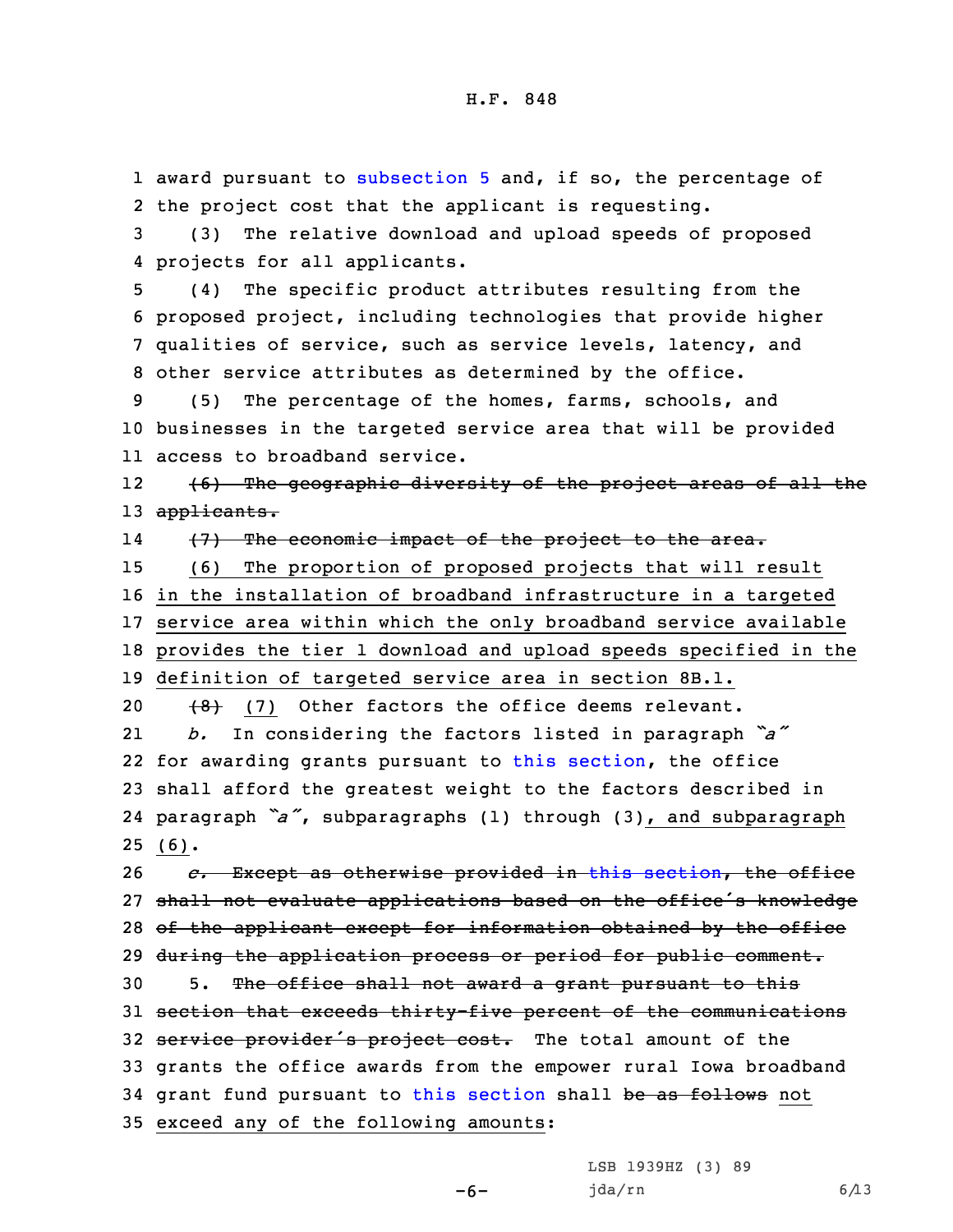award pursuant to subsection 5 and, if so, the percentage of the project cost that the applicant is requesting.

(3) The relative download and upload speeds of proposed projects for all applicants.

(4) The specific product attributes resulting from the proposed project, including technologies that provide higher qualities of service, such as service levels, latency, and other service attributes as determined by the office.

(5) The percentage of the homes, farms, schools, and businesses in the targeted service area that will be provided access to broadband service.

~~(6) The geographic diversity of the project areas of all the applicants.~~

~~(7) The economic impact of the project to the area.~~

(6) The proportion of proposed projects that will result in the installation of broadband infrastructure in a targeted service area within which the only broadband service available provides the tier 1 download and upload speeds specified in the definition of targeted service area in section 8B.1.

~~(8)~~ (7) Other factors the office deems relevant.

*b.* In considering the factors listed in paragraph *"a"* for awarding grants pursuant to this section, the office shall afford the greatest weight to the factors described in paragraph *"a"*, subparagraphs (1) through (3), and subparagraph (6).

~~*c.* Except as otherwise provided in this section, the office shall not evaluate applications based on the office's knowledge of the applicant except for information obtained by the office during the application process or period for public comment.~~

5. ~~The office shall not award a grant pursuant to this section that exceeds thirty-five percent of the communications service provider's project cost.~~ The total amount of the grants the office awards from the empower rural Iowa broadband grant fund pursuant to this section shall ~~be as follows~~ not exceed any of the following amounts: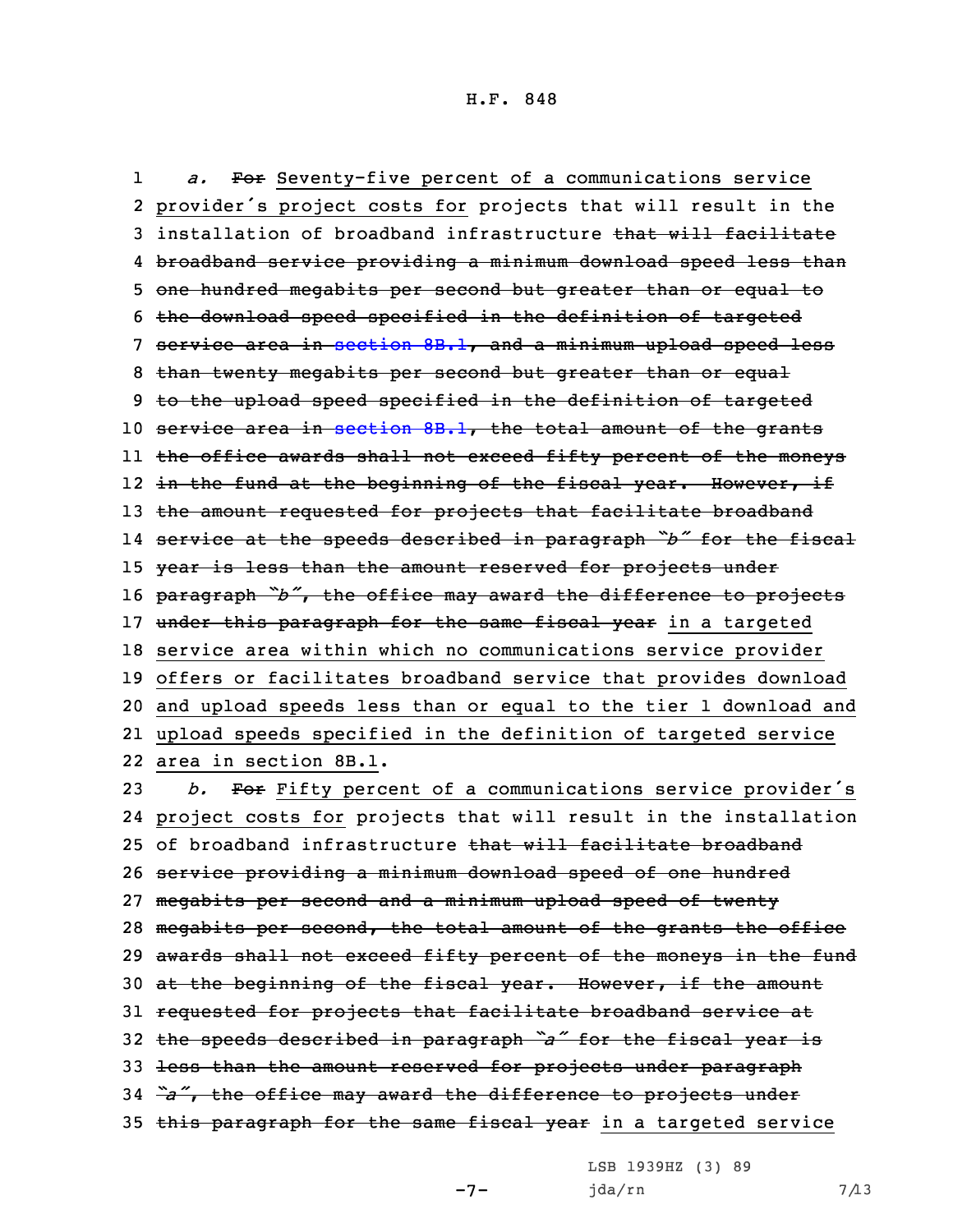*a.* ~~For~~ Seventy-five percent of a communications service provider's project costs for projects that will result in the installation of broadband infrastructure ~~that will facilitate broadband service providing a minimum download speed less than one hundred megabits per second but greater than or equal to the download speed specified in the definition of targeted service area in section 8B.1, and a minimum upload speed less than twenty megabits per second but greater than or equal to the upload speed specified in the definition of targeted service area in section 8B.1, the total amount of the grants the office awards shall not exceed fifty percent of the moneys in the fund at the beginning of the fiscal year. However, if the amount requested for projects that facilitate broadband service at the speeds described in paragraph "b" for the fiscal year is less than the amount reserved for projects under paragraph "b", the office may award the difference to projects under this paragraph for the same fiscal year~~ in a targeted service area within which no communications service provider offers or facilitates broadband service that provides download and upload speeds less than or equal to the tier 1 download and upload speeds specified in the definition of targeted service area in section 8B.1.

*b.* ~~For~~ Fifty percent of a communications service provider's project costs for projects that will result in the installation of broadband infrastructure ~~that will facilitate broadband service providing a minimum download speed of one hundred megabits per second and a minimum upload speed of twenty megabits per second, the total amount of the grants the office awards shall not exceed fifty percent of the moneys in the fund at the beginning of the fiscal year. However, if the amount requested for projects that facilitate broadband service at the speeds described in paragraph "a" for the fiscal year is less than the amount reserved for projects under paragraph "a", the office may award the difference to projects under this paragraph for the same fiscal year~~ in a targeted service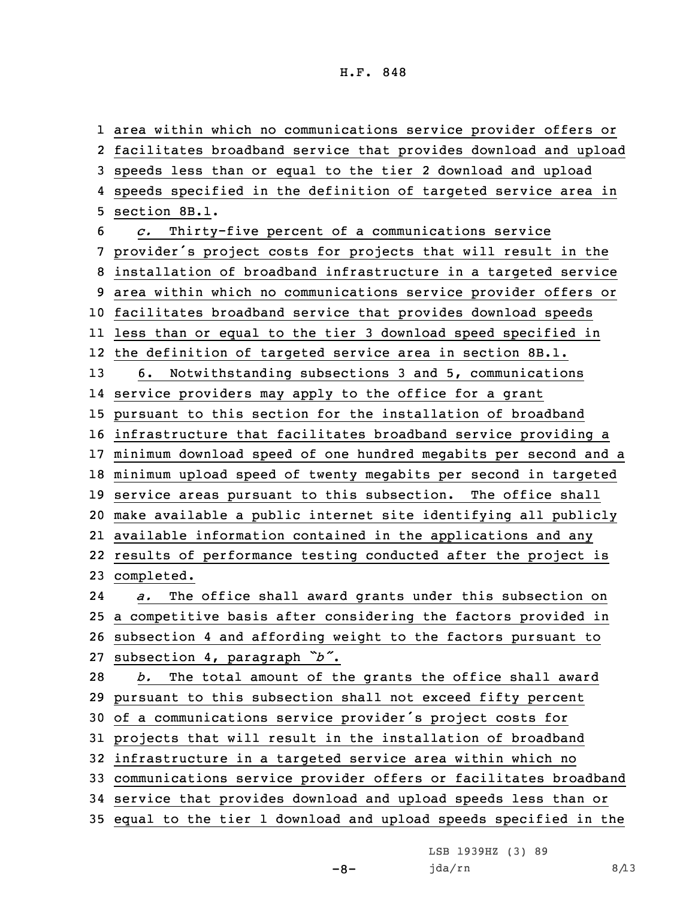area within which no communications service provider offers or facilitates broadband service that provides download and upload speeds less than or equal to the tier 2 download and upload speeds specified in the definition of targeted service area in section 8B.1.

*c.* Thirty-five percent of a communications service provider's project costs for projects that will result in the installation of broadband infrastructure in a targeted service area within which no communications service provider offers or facilitates broadband service that provides download speeds less than or equal to the tier 3 download speed specified in the definition of targeted service area in section 8B.1.

6. Notwithstanding subsections 3 and 5, communications service providers may apply to the office for a grant pursuant to this section for the installation of broadband infrastructure that facilitates broadband service providing a minimum download speed of one hundred megabits per second and a minimum upload speed of twenty megabits per second in targeted service areas pursuant to this subsection. The office shall make available a public internet site identifying all publicly available information contained in the applications and any results of performance testing conducted after the project is completed.

*a.* The office shall award grants under this subsection on a competitive basis after considering the factors provided in subsection 4 and affording weight to the factors pursuant to subsection 4, paragraph *"b"*.

*b.* The total amount of the grants the office shall award pursuant to this subsection shall not exceed fifty percent of a communications service provider's project costs for projects that will result in the installation of broadband infrastructure in a targeted service area within which no communications service provider offers or facilitates broadband service that provides download and upload speeds less than or equal to the tier 1 download and upload speeds specified in the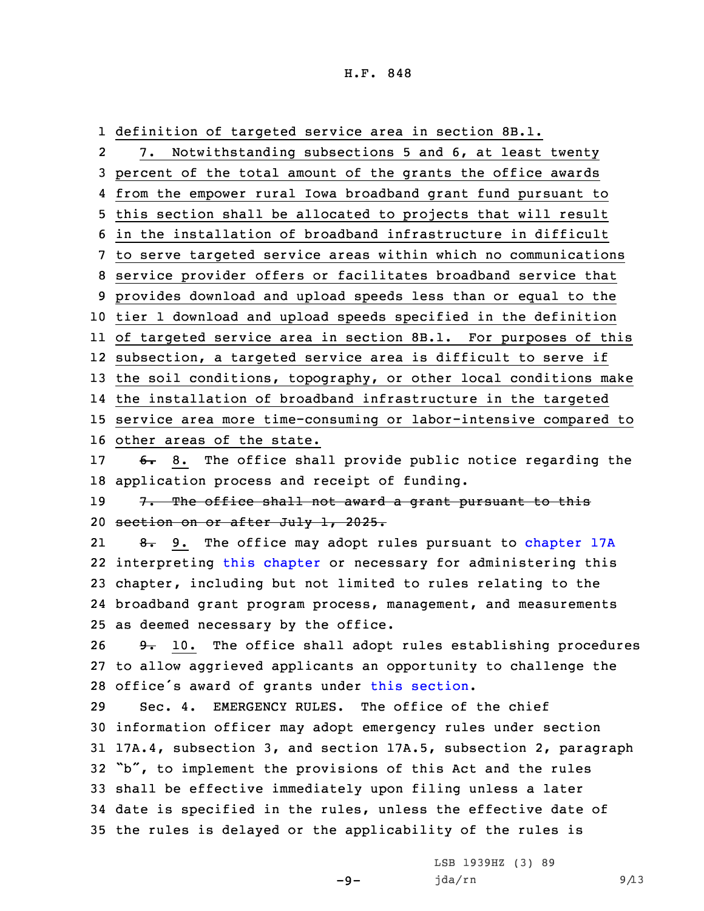definition of targeted service area in section 8B.1.

7. Notwithstanding subsections 5 and 6, at least twenty percent of the total amount of the grants the office awards from the empower rural Iowa broadband grant fund pursuant to this section shall be allocated to projects that will result in the installation of broadband infrastructure in difficult to serve targeted service areas within which no communications service provider offers or facilitates broadband service that provides download and upload speeds less than or equal to the tier 1 download and upload speeds specified in the definition of targeted service area in section 8B.1. For purposes of this subsection, a targeted service area is difficult to serve if the soil conditions, topography, or other local conditions make the installation of broadband infrastructure in the targeted service area more time-consuming or labor-intensive compared to other areas of the state.

~~6.~~ 8. The office shall provide public notice regarding the application process and receipt of funding.

~~7. The office shall not award a grant pursuant to this section on or after July 1, 2025.~~

~~8.~~ 9. The office may adopt rules pursuant to chapter 17A interpreting this chapter or necessary for administering this chapter, including but not limited to rules relating to the broadband grant program process, management, and measurements as deemed necessary by the office.

~~9.~~ 10. The office shall adopt rules establishing procedures to allow aggrieved applicants an opportunity to challenge the office's award of grants under this section.

Sec. 4. EMERGENCY RULES. The office of the chief information officer may adopt emergency rules under section 17A.4, subsection 3, and section 17A.5, subsection 2, paragraph "b", to implement the provisions of this Act and the rules shall be effective immediately upon filing unless a later date is specified in the rules, unless the effective date of the rules is delayed or the applicability of the rules is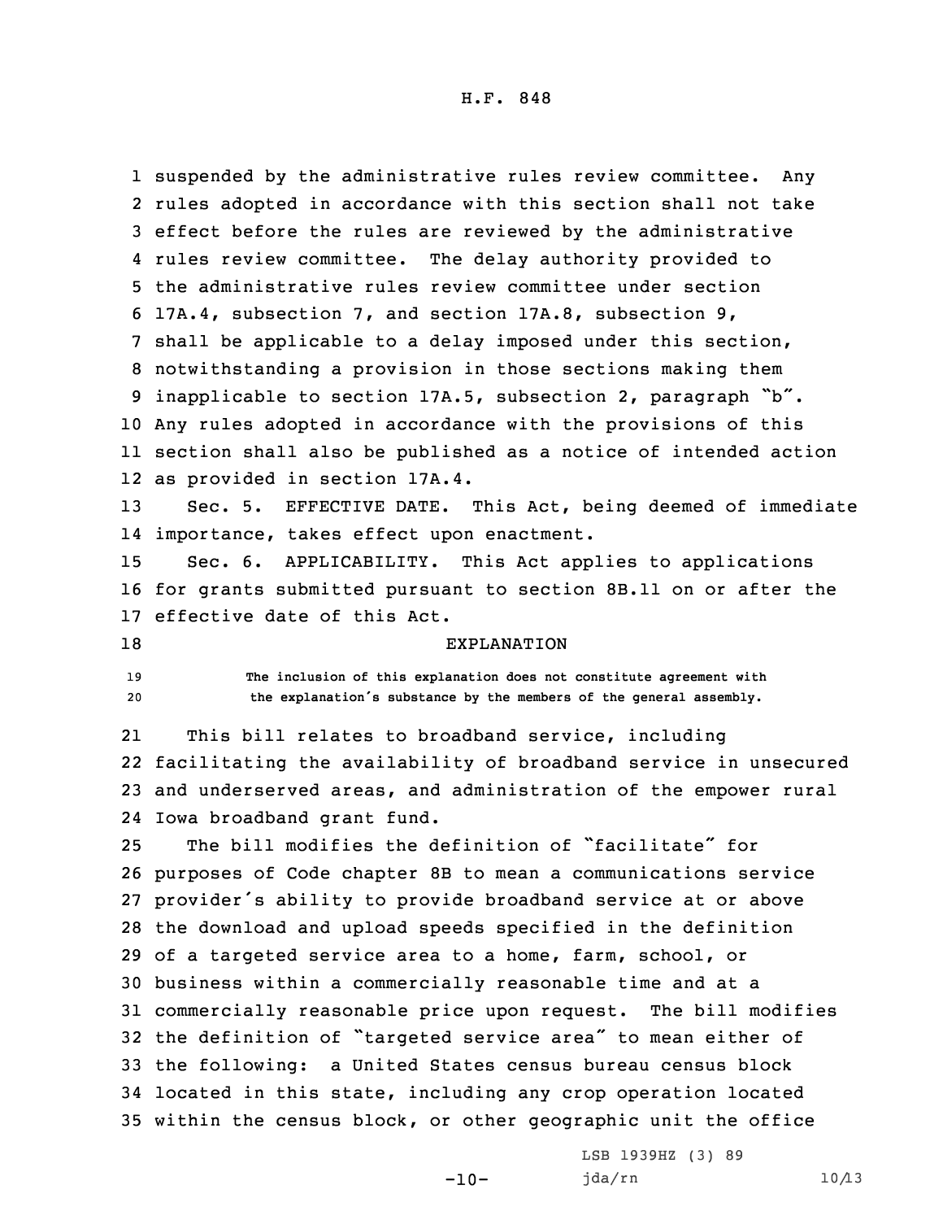suspended by the administrative rules review committee. Any rules adopted in accordance with this section shall not take effect before the rules are reviewed by the administrative rules review committee. The delay authority provided to the administrative rules review committee under section 17A.4, subsection 7, and section 17A.8, subsection 9, shall be applicable to a delay imposed under this section, notwithstanding a provision in those sections making them inapplicable to section 17A.5, subsection 2, paragraph "b". Any rules adopted in accordance with the provisions of this section shall also be published as a notice of intended action as provided in section 17A.4.

Sec. 5. EFFECTIVE DATE. This Act, being deemed of immediate importance, takes effect upon enactment.

Sec. 6. APPLICABILITY. This Act applies to applications for grants submitted pursuant to section 8B.11 on or after the effective date of this Act.

EXPLANATION

The inclusion of this explanation does not constitute agreement with the explanation's substance by the members of the general assembly.

This bill relates to broadband service, including facilitating the availability of broadband service in unsecured and underserved areas, and administration of the empower rural Iowa broadband grant fund.

The bill modifies the definition of "facilitate" for purposes of Code chapter 8B to mean a communications service provider's ability to provide broadband service at or above the download and upload speeds specified in the definition of a targeted service area to a home, farm, school, or business within a commercially reasonable time and at a commercially reasonable price upon request. The bill modifies the definition of "targeted service area" to mean either of the following: a United States census bureau census block located in this state, including any crop operation located within the census block, or other geographic unit the office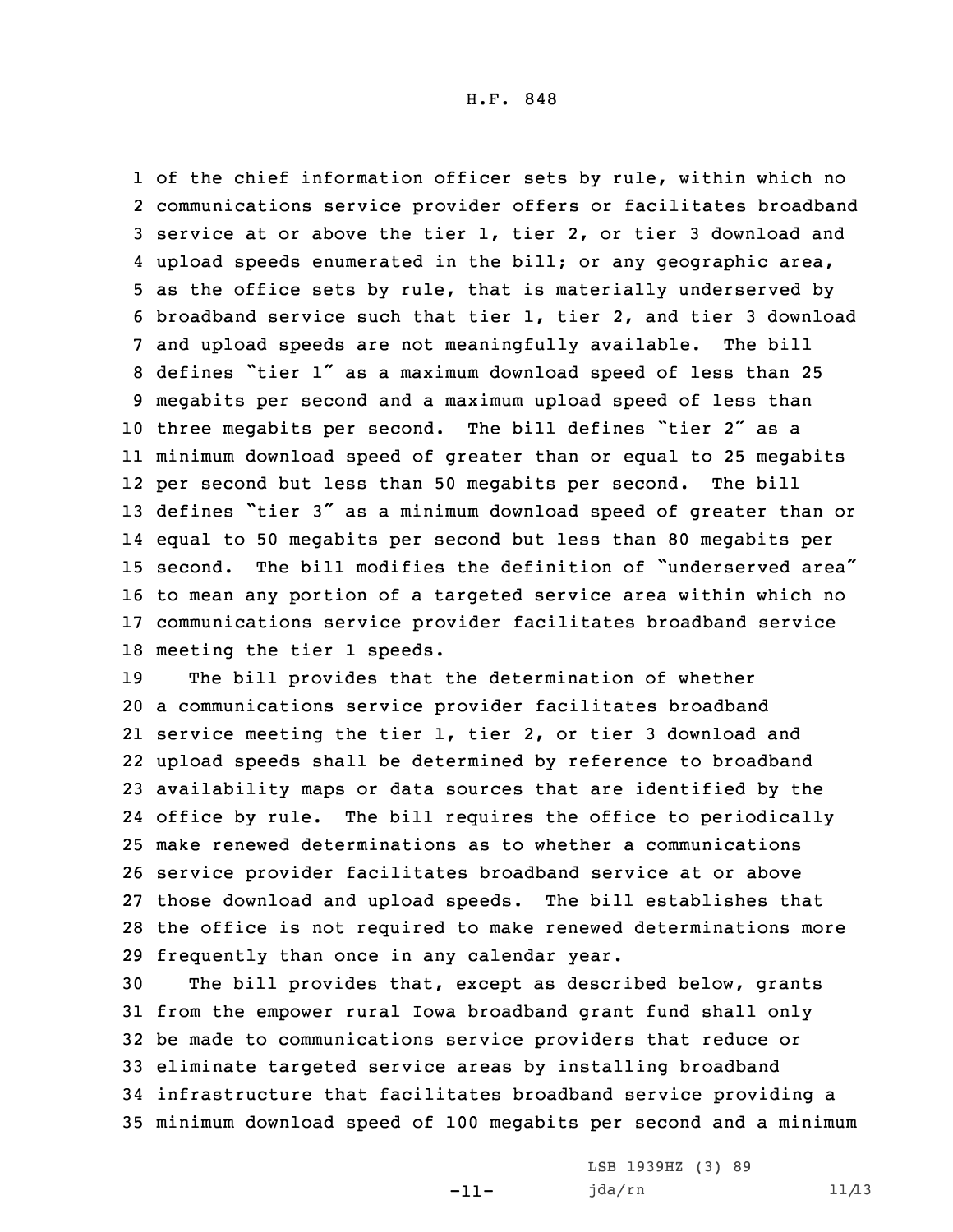of the chief information officer sets by rule, within which no communications service provider offers or facilitates broadband service at or above the tier 1, tier 2, or tier 3 download and upload speeds enumerated in the bill; or any geographic area, as the office sets by rule, that is materially underserved by broadband service such that tier 1, tier 2, and tier 3 download and upload speeds are not meaningfully available. The bill defines "tier 1" as a maximum download speed of less than 25 megabits per second and a maximum upload speed of less than three megabits per second. The bill defines "tier 2" as a minimum download speed of greater than or equal to 25 megabits per second but less than 50 megabits per second. The bill defines "tier 3" as a minimum download speed of greater than or equal to 50 megabits per second but less than 80 megabits per second. The bill modifies the definition of "underserved area" to mean any portion of a targeted service area within which no communications service provider facilitates broadband service meeting the tier 1 speeds.

The bill provides that the determination of whether a communications service provider facilitates broadband service meeting the tier 1, tier 2, or tier 3 download and upload speeds shall be determined by reference to broadband availability maps or data sources that are identified by the office by rule. The bill requires the office to periodically make renewed determinations as to whether a communications service provider facilitates broadband service at or above those download and upload speeds. The bill establishes that the office is not required to make renewed determinations more frequently than once in any calendar year.

The bill provides that, except as described below, grants from the empower rural Iowa broadband grant fund shall only be made to communications service providers that reduce or eliminate targeted service areas by installing broadband infrastructure that facilitates broadband service providing a minimum download speed of 100 megabits per second and a minimum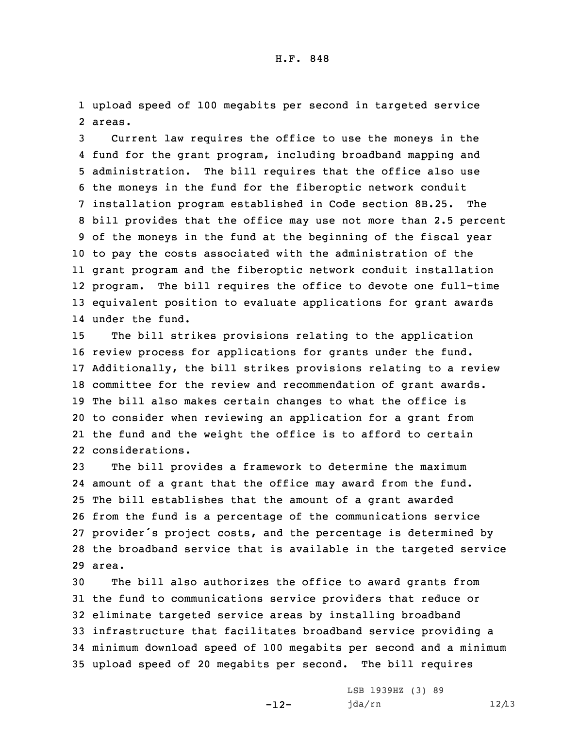upload speed of 100 megabits per second in targeted service areas.

Current law requires the office to use the moneys in the fund for the grant program, including broadband mapping and administration. The bill requires that the office also use the moneys in the fund for the fiberoptic network conduit installation program established in Code section 8B.25. The bill provides that the office may use not more than 2.5 percent of the moneys in the fund at the beginning of the fiscal year to pay the costs associated with the administration of the grant program and the fiberoptic network conduit installation program. The bill requires the office to devote one full-time equivalent position to evaluate applications for grant awards under the fund.

The bill strikes provisions relating to the application review process for applications for grants under the fund. Additionally, the bill strikes provisions relating to a review committee for the review and recommendation of grant awards. The bill also makes certain changes to what the office is to consider when reviewing an application for a grant from the fund and the weight the office is to afford to certain considerations.

The bill provides a framework to determine the maximum amount of a grant that the office may award from the fund. The bill establishes that the amount of a grant awarded from the fund is a percentage of the communications service provider's project costs, and the percentage is determined by the broadband service that is available in the targeted service area.

The bill also authorizes the office to award grants from the fund to communications service providers that reduce or eliminate targeted service areas by installing broadband infrastructure that facilitates broadband service providing a minimum download speed of 100 megabits per second and a minimum upload speed of 20 megabits per second. The bill requires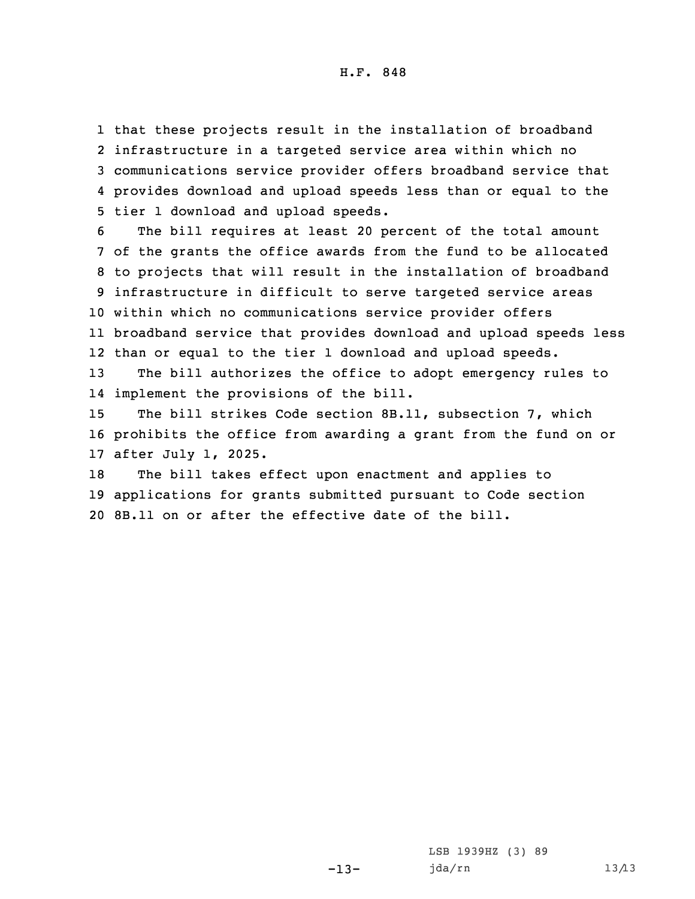that these projects result in the installation of broadband infrastructure in a targeted service area within which no communications service provider offers broadband service that provides download and upload speeds less than or equal to the tier 1 download and upload speeds.

The bill requires at least 20 percent of the total amount of the grants the office awards from the fund to be allocated to projects that will result in the installation of broadband infrastructure in difficult to serve targeted service areas within which no communications service provider offers broadband service that provides download and upload speeds less than or equal to the tier 1 download and upload speeds.

The bill authorizes the office to adopt emergency rules to implement the provisions of the bill.

The bill strikes Code section 8B.11, subsection 7, which prohibits the office from awarding a grant from the fund on or after July 1, 2025.

The bill takes effect upon enactment and applies to applications for grants submitted pursuant to Code section 8B.11 on or after the effective date of the bill.

LSB 1939HZ (3) 89
jda/rn